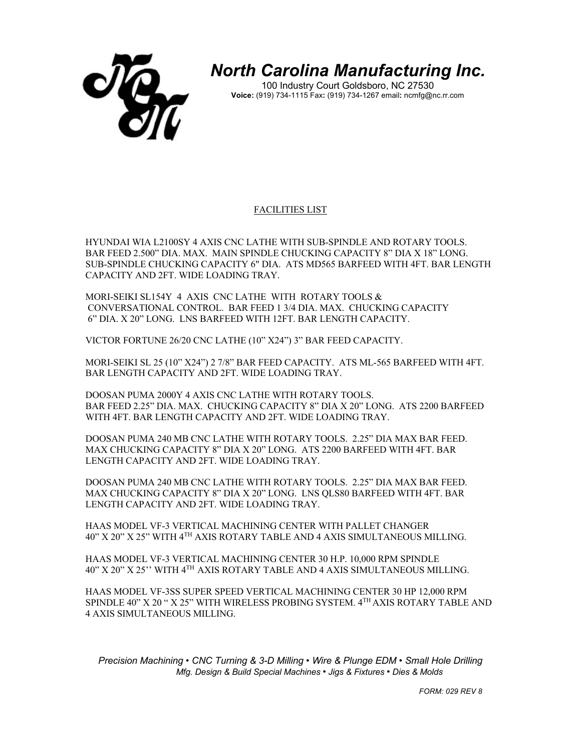# North Carolina Manufacturing Inc.

100 Industry Court Goldsboro, NC 27530
**Voice:** (919) 734-1115 Fax**:** (919) 734-1267 email**:** ncmfg@nc.rr.com

## FACILITIES LIST

HYUNDAI WIA L2100SY 4 AXIS CNC LATHE WITH SUB-SPINDLE AND ROTARY TOOLS. BAR FEED 2.500" DIA. MAX. MAIN SPINDLE CHUCKING CAPACITY 8" DIA X 18" LONG. SUB-SPINDLE CHUCKING CAPACITY 6" DIA. ATS MD565 BARFEED WITH 4FT. BAR LENGTH CAPACITY AND 2FT. WIDE LOADING TRAY.

MORI-SEIKI SL154Y 4 AXIS CNC LATHE WITH ROTARY TOOLS & CONVERSATIONAL CONTROL. BAR FEED 1 3/4 DIA. MAX. CHUCKING CAPACITY 6" DIA. X 20" LONG. LNS BARFEED WITH 12FT. BAR LENGTH CAPACITY.

VICTOR FORTUNE 26/20 CNC LATHE (10" X24") 3" BAR FEED CAPACITY.

MORI-SEIKI SL 25 (10" X24") 2 7/8" BAR FEED CAPACITY. ATS ML-565 BARFEED WITH 4FT. BAR LENGTH CAPACITY AND 2FT. WIDE LOADING TRAY.

DOOSAN PUMA 2000Y 4 AXIS CNC LATHE WITH ROTARY TOOLS. BAR FEED 2.25" DIA. MAX. CHUCKING CAPACITY 8" DIA X 20" LONG. ATS 2200 BARFEED WITH 4FT. BAR LENGTH CAPACITY AND 2FT. WIDE LOADING TRAY.

DOOSAN PUMA 240 MB CNC LATHE WITH ROTARY TOOLS. 2.25" DIA MAX BAR FEED. MAX CHUCKING CAPACITY 8" DIA X 20" LONG. ATS 2200 BARFEED WITH 4FT. BAR LENGTH CAPACITY AND 2FT. WIDE LOADING TRAY.

DOOSAN PUMA 240 MB CNC LATHE WITH ROTARY TOOLS. 2.25" DIA MAX BAR FEED. MAX CHUCKING CAPACITY 8" DIA X 20" LONG. LNS QLS80 BARFEED WITH 4FT. BAR LENGTH CAPACITY AND 2FT. WIDE LOADING TRAY.

HAAS MODEL VF-3 VERTICAL MACHINING CENTER WITH PALLET CHANGER 40" X 20" X 25" WITH 4TH AXIS ROTARY TABLE AND 4 AXIS SIMULTANEOUS MILLING.

HAAS MODEL VF-3 VERTICAL MACHINING CENTER 30 H.P. 10,000 RPM SPINDLE 40" X 20" X 25'' WITH 4TH AXIS ROTARY TABLE AND 4 AXIS SIMULTANEOUS MILLING.

HAAS MODEL VF-3SS SUPER SPEED VERTICAL MACHINING CENTER 30 HP 12,000 RPM SPINDLE 40" X 20 " X 25" WITH WIRELESS PROBING SYSTEM. 4TH AXIS ROTARY TABLE AND 4 AXIS SIMULTANEOUS MILLING.

*Precision Machining • CNC Turning & 3-D Milling • Wire & Plunge EDM • Small Hole Drilling*
*Mfg. Design & Build Special Machines • Jigs & Fixtures • Dies & Molds*

*FORM: 029 REV 8*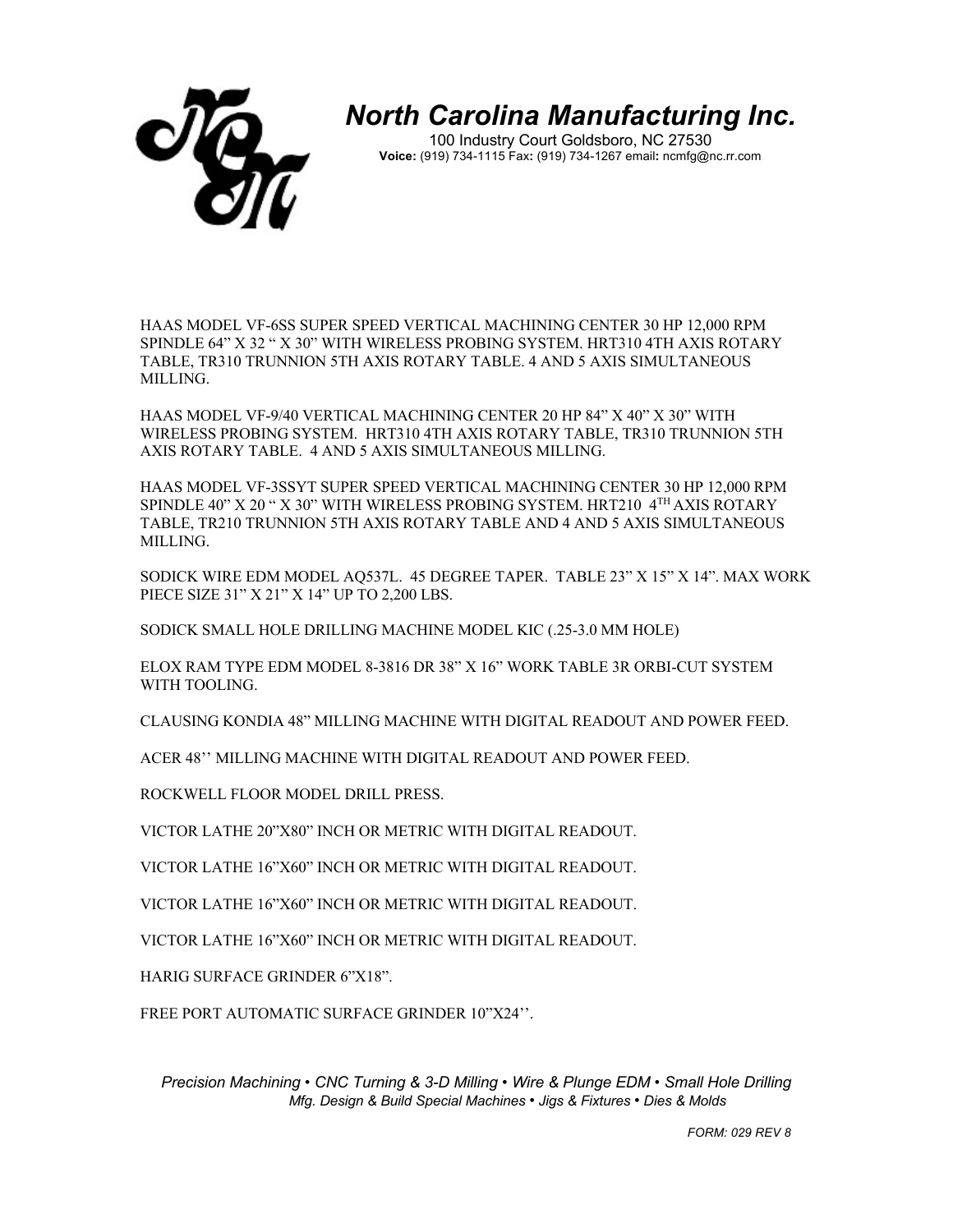# *North Carolina Manufacturing Inc.*

100 Industry Court Goldsboro, NC 27530
**Voice:** (919) 734-1115 Fax**:** (919) 734-1267 email**:** ncmfg@nc.rr.com

HAAS MODEL VF-6SS SUPER SPEED VERTICAL MACHINING CENTER 30 HP 12,000 RPM SPINDLE 64" X 32 " X 30" WITH WIRELESS PROBING SYSTEM. HRT310 4TH AXIS ROTARY TABLE, TR310 TRUNNION 5TH AXIS ROTARY TABLE. 4 AND 5 AXIS SIMULTANEOUS MILLING.

HAAS MODEL VF-9/40 VERTICAL MACHINING CENTER 20 HP 84" X 40" X 30" WITH WIRELESS PROBING SYSTEM. HRT310 4TH AXIS ROTARY TABLE, TR310 TRUNNION 5TH AXIS ROTARY TABLE. 4 AND 5 AXIS SIMULTANEOUS MILLING.

HAAS MODEL VF-3SSYT SUPER SPEED VERTICAL MACHINING CENTER 30 HP 12,000 RPM SPINDLE 40" X 20 " X 30" WITH WIRELESS PROBING SYSTEM. HRT210 4TH AXIS ROTARY TABLE, TR210 TRUNNION 5TH AXIS ROTARY TABLE AND 4 AND 5 AXIS SIMULTANEOUS MILLING.

SODICK WIRE EDM MODEL AQ537L. 45 DEGREE TAPER. TABLE 23" X 15" X 14". MAX WORK PIECE SIZE 31" X 21" X 14" UP TO 2,200 LBS.

SODICK SMALL HOLE DRILLING MACHINE MODEL KIC (.25-3.0 MM HOLE)

ELOX RAM TYPE EDM MODEL 8-3816 DR 38" X 16" WORK TABLE 3R ORBI-CUT SYSTEM WITH TOOLING.

CLAUSING KONDIA 48" MILLING MACHINE WITH DIGITAL READOUT AND POWER FEED.

ACER 48'' MILLING MACHINE WITH DIGITAL READOUT AND POWER FEED.

ROCKWELL FLOOR MODEL DRILL PRESS.

VICTOR LATHE 20"X80" INCH OR METRIC WITH DIGITAL READOUT.

VICTOR LATHE 16"X60" INCH OR METRIC WITH DIGITAL READOUT.

VICTOR LATHE 16"X60" INCH OR METRIC WITH DIGITAL READOUT.

VICTOR LATHE 16"X60" INCH OR METRIC WITH DIGITAL READOUT.

HARIG SURFACE GRINDER 6"X18".

FREE PORT AUTOMATIC SURFACE GRINDER 10"X24''.

*Precision Machining • CNC Turning & 3-D Milling • Wire & Plunge EDM • Small Hole Drilling*
*Mfg. Design & Build Special Machines • Jigs & Fixtures • Dies & Molds*

*FORM: 029 REV 8*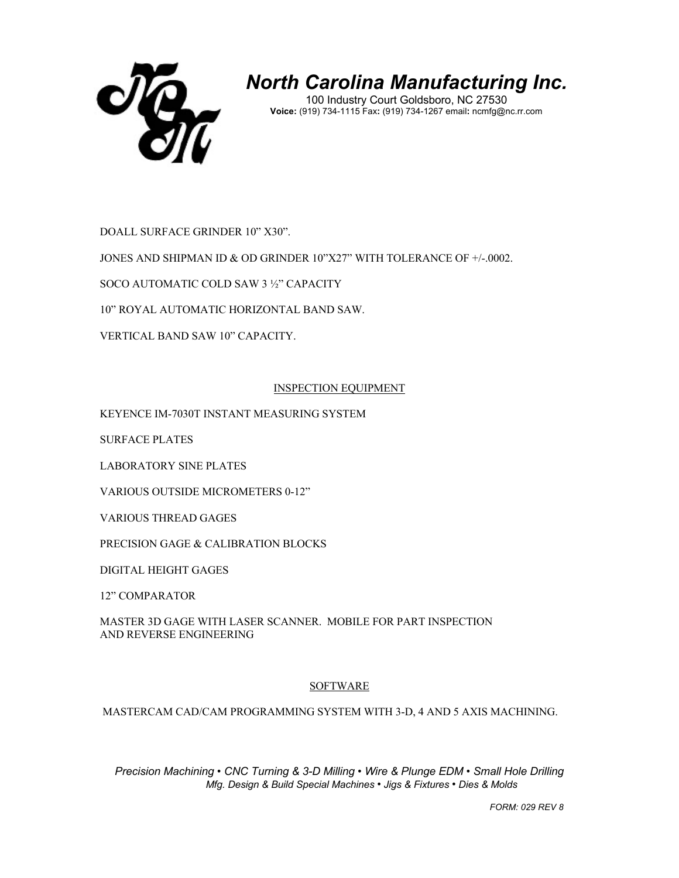# North Carolina Manufacturing Inc.

100 Industry Court Goldsboro, NC 27530
**Voice:** (919) 734-1115 Fax**:** (919) 734-1267 email**:** ncmfg@nc.rr.com

DOALL SURFACE GRINDER 10" X30".

JONES AND SHIPMAN ID & OD GRINDER 10"X27" WITH TOLERANCE OF +/-.0002.

SOCO AUTOMATIC COLD SAW 3 ½" CAPACITY

10" ROYAL AUTOMATIC HORIZONTAL BAND SAW.

VERTICAL BAND SAW 10" CAPACITY.

## INSPECTION EQUIPMENT

KEYENCE IM-7030T INSTANT MEASURING SYSTEM

SURFACE PLATES

LABORATORY SINE PLATES

VARIOUS OUTSIDE MICROMETERS 0-12"

VARIOUS THREAD GAGES

PRECISION GAGE & CALIBRATION BLOCKS

DIGITAL HEIGHT GAGES

12" COMPARATOR

MASTER 3D GAGE WITH LASER SCANNER. MOBILE FOR PART INSPECTION AND REVERSE ENGINEERING

## SOFTWARE

MASTERCAM CAD/CAM PROGRAMMING SYSTEM WITH 3-D, 4 AND 5 AXIS MACHINING.

*Precision Machining • CNC Turning & 3-D Milling • Wire & Plunge EDM • Small Hole Drilling*
*Mfg. Design & Build Special Machines • Jigs & Fixtures • Dies & Molds*

*FORM: 029 REV 8*